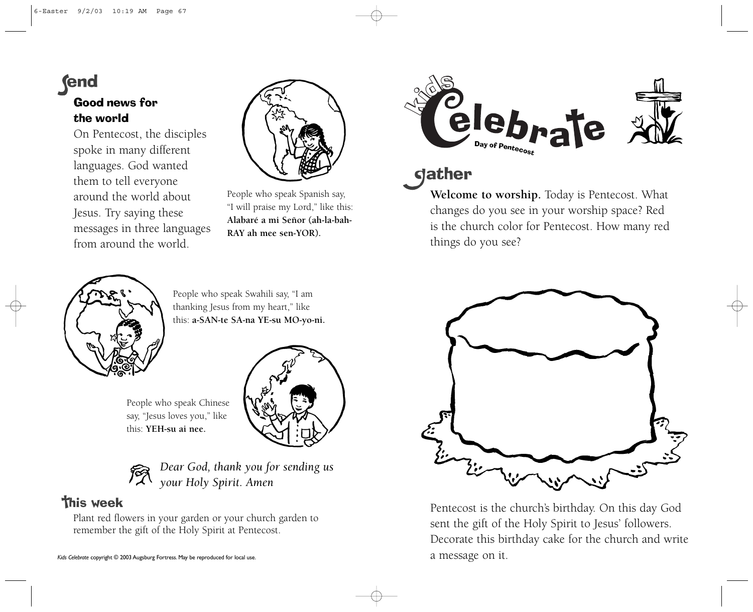## Send

### Good news for the world

On Pentecost, the disciples spoke in many different languages. God wanted them to tell everyone around the world about Jesus. Try saying these messages in three languages from around the world.

People who speak Spanish say, "I will praise my Lord," like this: **Alabaré a mi Señor (ah-la-bah-RAY ah mee sen-YOR).**

People who speak Swahili say, "I am thanking Jesus from my heart," like this: **a-SAN-te SA-na YE-su MO-yo-ni.**

People who speak Chinese say, "Jesus loves you," like this: **YEH-su ai nee.**

*Dear God, thank you for sending us your Holy Spirit. Amen*

## This week

Plant red flowers in your garden or your church garden to remember the gift of the Holy Spirit at Pentecost.

*Kids Celebrate* copyright © 2003 Augsburg Fortress. May be reproduced for local use.

# Kids Celebrate

Day of Pentecost

## Gather

**Welcome to worship.** Today is Pentecost. What changes do you see in your worship space? Red is the church color for Pentecost. How many red things do you see?

Pentecost is the church's birthday. On this day God sent the gift of the Holy Spirit to Jesus' followers. Decorate this birthday cake for the church and write a message on it.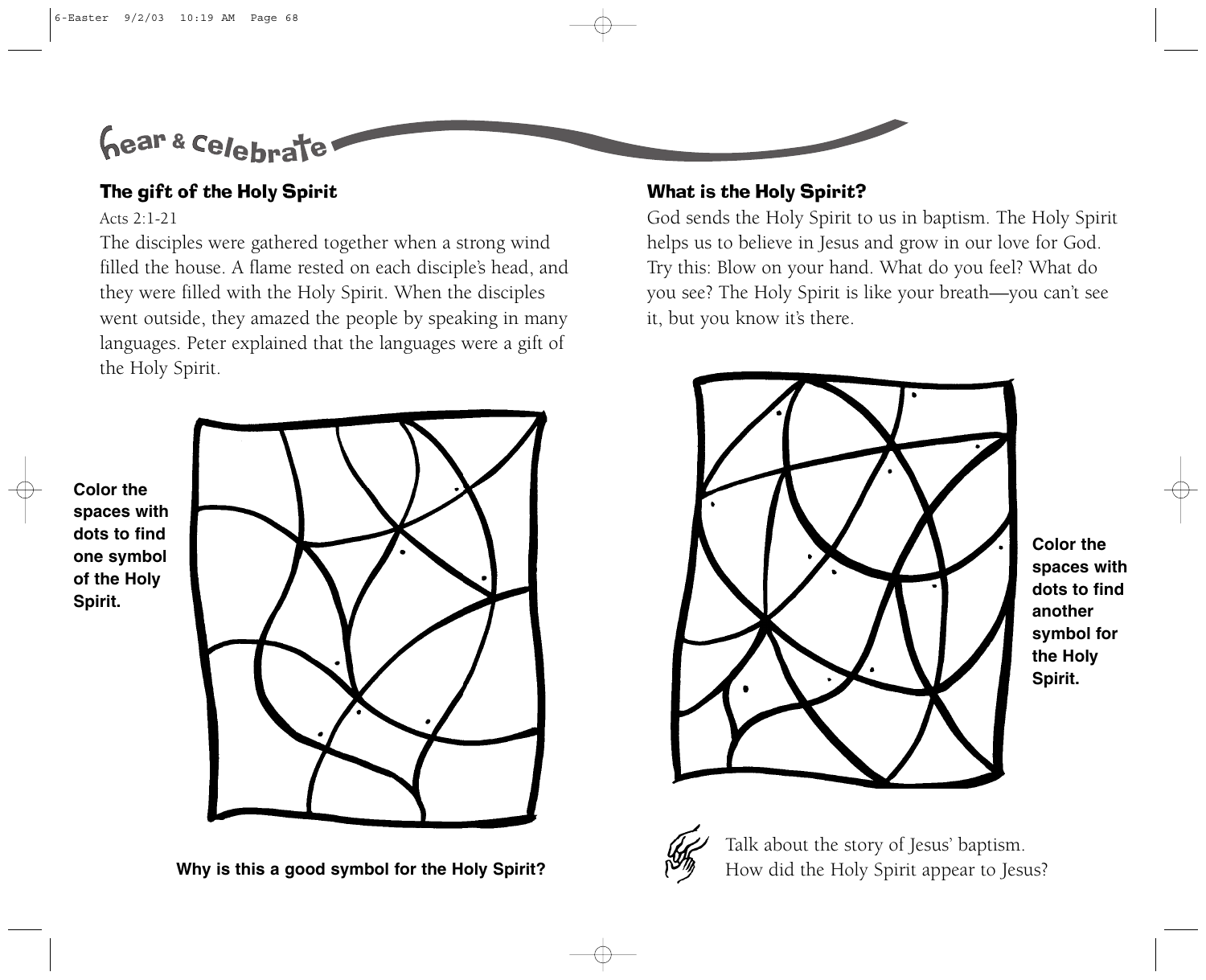## hear & celebrate

### The gift of the Holy Spirit

Acts 2:1-21

The disciples were gathered together when a strong wind filled the house. A flame rested on each disciple's head, and they were filled with the Holy Spirit. When the disciples went outside, they amazed the people by speaking in many languages. Peter explained that the languages were a gift of the Holy Spirit.

**Color the spaces with dots to find one symbol of the Holy Spirit.**

**Why is this a good symbol for the Holy Spirit?**

### What is the Holy Spirit?

God sends the Holy Spirit to us in baptism. The Holy Spirit helps us to believe in Jesus and grow in our love for God. Try this: Blow on your hand. What do you feel? What do you see? The Holy Spirit is like your breath—you can't see it, but you know it's there.

**Color the spaces with dots to find another symbol for the Holy Spirit.**

Talk about the story of Jesus' baptism. How did the Holy Spirit appear to Jesus?